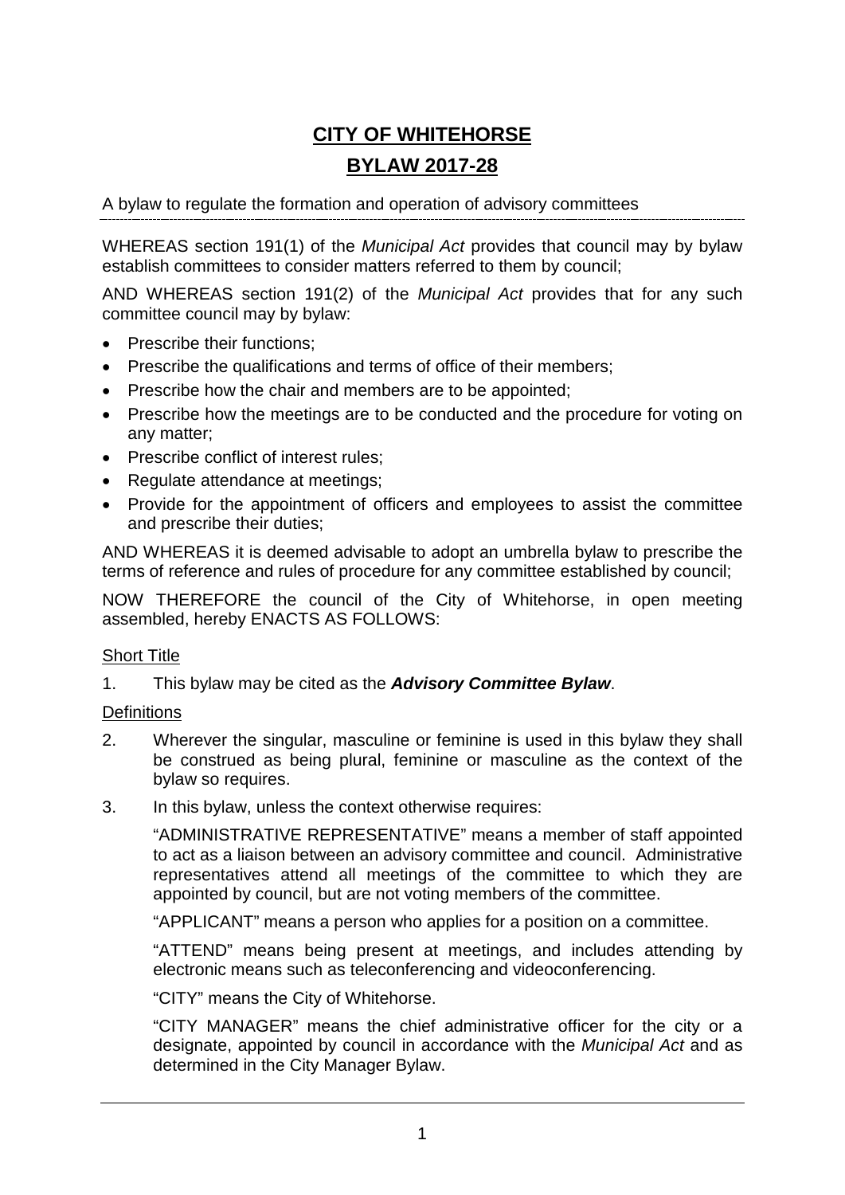# CITY OF WHITEHORSE

## BYLAW 2017-28

A bylaw to regulate the formation and operation of advisory committees

---

WHEREAS section 191(1) of the *Municipal Act* provides that council may by bylaw establish committees to consider matters referred to them by council;

AND WHEREAS section 191(2) of the *Municipal Act* provides that for any such committee council may by bylaw:

- Prescribe their functions;
- Prescribe the qualifications and terms of office of their members;
- Prescribe how the chair and members are to be appointed;
- Prescribe how the meetings are to be conducted and the procedure for voting on any matter;
- Prescribe conflict of interest rules;
- Regulate attendance at meetings;
- Provide for the appointment of officers and employees to assist the committee and prescribe their duties;

AND WHEREAS it is deemed advisable to adopt an umbrella bylaw to prescribe the terms of reference and rules of procedure for any committee established by council;

NOW THEREFORE the council of the City of Whitehorse, in open meeting assembled, hereby ENACTS AS FOLLOWS:

### Short Title

1. This bylaw may be cited as the ***Advisory Committee Bylaw***.

### Definitions

2. Wherever the singular, masculine or feminine is used in this bylaw they shall be construed as being plural, feminine or masculine as the context of the bylaw so requires.

3. In this bylaw, unless the context otherwise requires:

   "ADMINISTRATIVE REPRESENTATIVE" means a member of staff appointed to act as a liaison between an advisory committee and council. Administrative representatives attend all meetings of the committee to which they are appointed by council, but are not voting members of the committee.

   "APPLICANT" means a person who applies for a position on a committee.

   "ATTEND" means being present at meetings, and includes attending by electronic means such as teleconferencing and videoconferencing.

   "CITY" means the City of Whitehorse.

   "CITY MANAGER" means the chief administrative officer for the city or a designate, appointed by council in accordance with the *Municipal Act* and as determined in the City Manager Bylaw.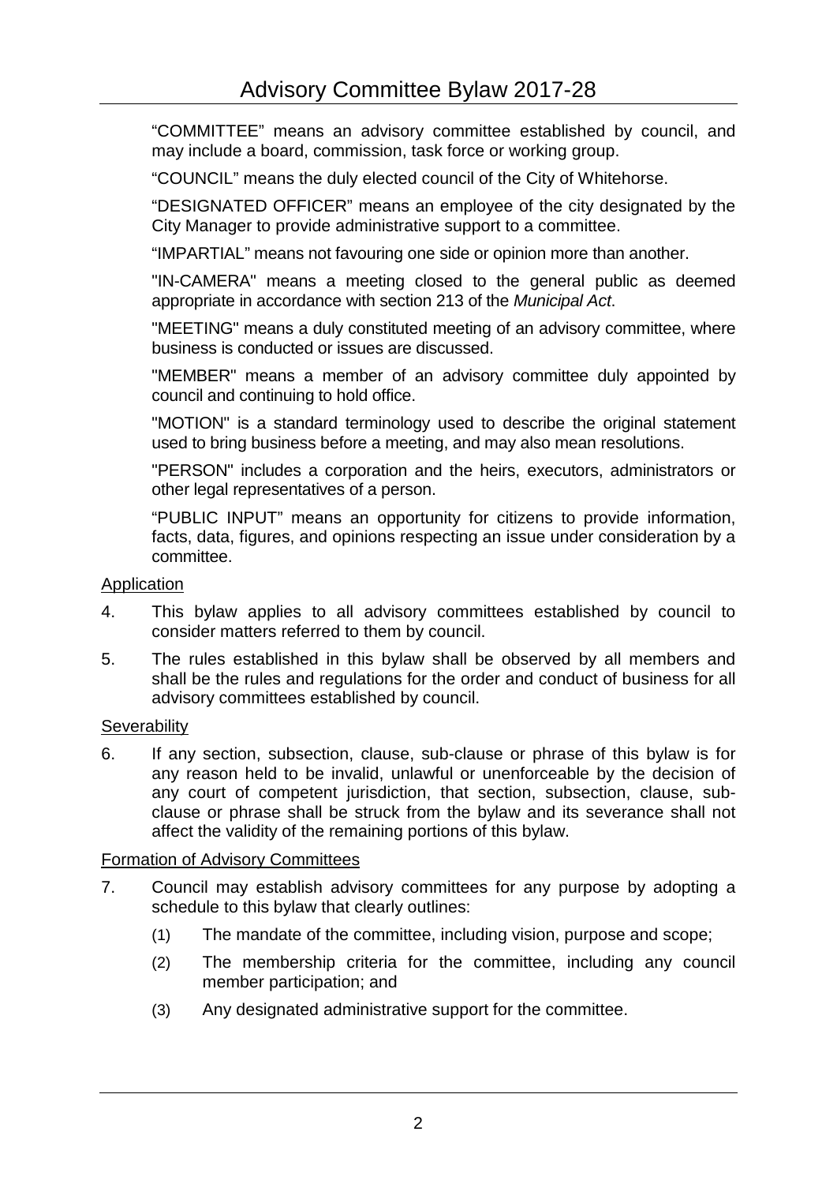"COMMITTEE" means an advisory committee established by council, and may include a board, commission, task force or working group.

"COUNCIL" means the duly elected council of the City of Whitehorse.

"DESIGNATED OFFICER" means an employee of the city designated by the City Manager to provide administrative support to a committee.

"IMPARTIAL" means not favouring one side or opinion more than another.

"IN-CAMERA" means a meeting closed to the general public as deemed appropriate in accordance with section 213 of the *Municipal Act*.

"MEETING" means a duly constituted meeting of an advisory committee, where business is conducted or issues are discussed.

"MEMBER" means a member of an advisory committee duly appointed by council and continuing to hold office.

"MOTION" is a standard terminology used to describe the original statement used to bring business before a meeting, and may also mean resolutions.

"PERSON" includes a corporation and the heirs, executors, administrators or other legal representatives of a person.

"PUBLIC INPUT" means an opportunity for citizens to provide information, facts, data, figures, and opinions respecting an issue under consideration by a committee.

<u>Application</u>

4. This bylaw applies to all advisory committees established by council to consider matters referred to them by council.

5. The rules established in this bylaw shall be observed by all members and shall be the rules and regulations for the order and conduct of business for all advisory committees established by council.

<u>Severability</u>

6. If any section, subsection, clause, sub-clause or phrase of this bylaw is for any reason held to be invalid, unlawful or unenforceable by the decision of any court of competent jurisdiction, that section, subsection, clause, sub-clause or phrase shall be struck from the bylaw and its severance shall not affect the validity of the remaining portions of this bylaw.

<u>Formation of Advisory Committees</u>

7. Council may establish advisory committees for any purpose by adopting a schedule to this bylaw that clearly outlines:

   (1) The mandate of the committee, including vision, purpose and scope;

   (2) The membership criteria for the committee, including any council member participation; and

   (3) Any designated administrative support for the committee.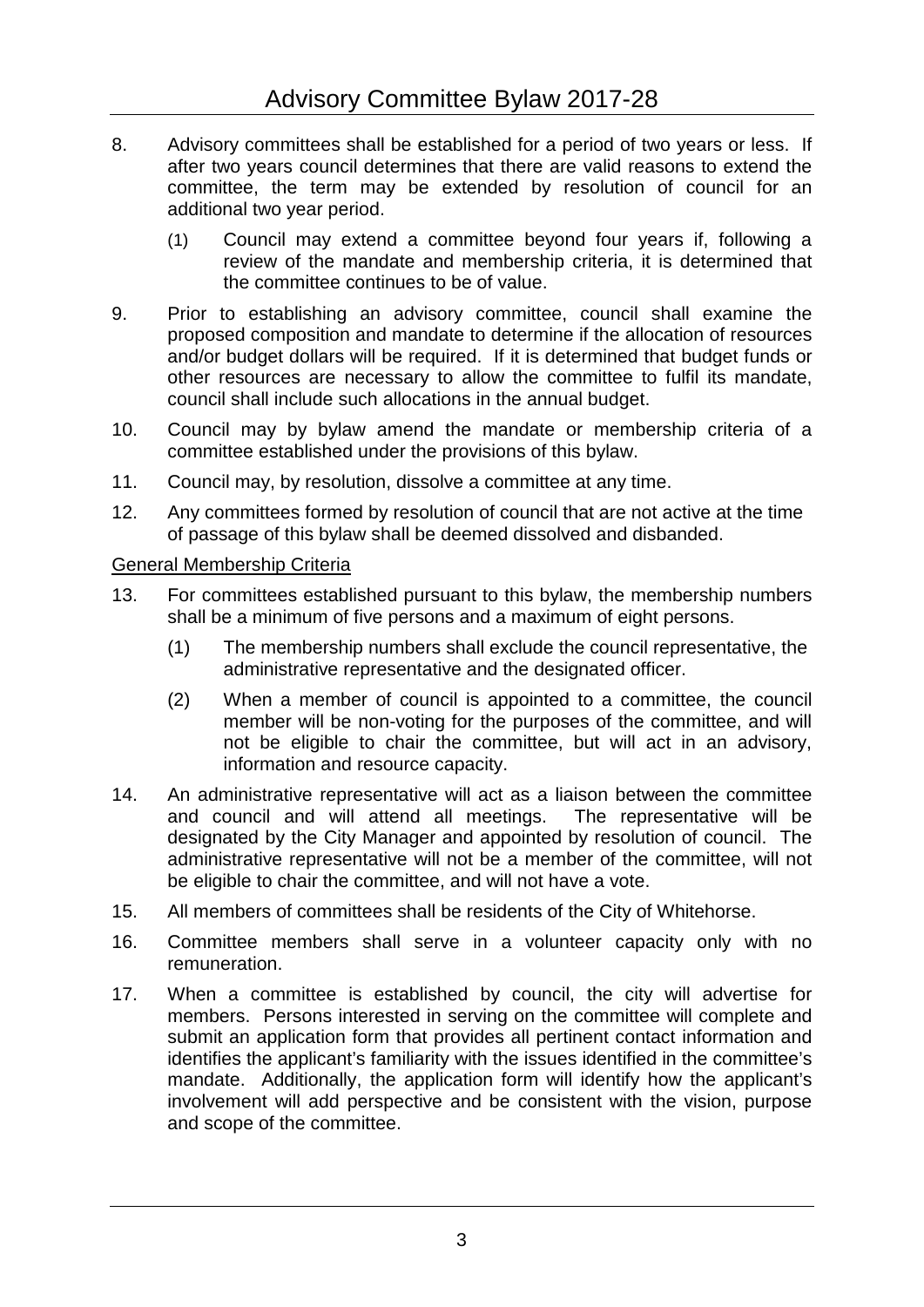8. Advisory committees shall be established for a period of two years or less. If after two years council determines that there are valid reasons to extend the committee, the term may be extended by resolution of council for an additional two year period.

   (1) Council may extend a committee beyond four years if, following a review of the mandate and membership criteria, it is determined that the committee continues to be of value.

9. Prior to establishing an advisory committee, council shall examine the proposed composition and mandate to determine if the allocation of resources and/or budget dollars will be required. If it is determined that budget funds or other resources are necessary to allow the committee to fulfil its mandate, council shall include such allocations in the annual budget.

10. Council may by bylaw amend the mandate or membership criteria of a committee established under the provisions of this bylaw.

11. Council may, by resolution, dissolve a committee at any time.

12. Any committees formed by resolution of council that are not active at the time of passage of this bylaw shall be deemed dissolved and disbanded.

<u>General Membership Criteria</u>

13. For committees established pursuant to this bylaw, the membership numbers shall be a minimum of five persons and a maximum of eight persons.

   (1) The membership numbers shall exclude the council representative, the administrative representative and the designated officer.

   (2) When a member of council is appointed to a committee, the council member will be non-voting for the purposes of the committee, and will not be eligible to chair the committee, but will act in an advisory, information and resource capacity.

14. An administrative representative will act as a liaison between the committee and council and will attend all meetings. The representative will be designated by the City Manager and appointed by resolution of council. The administrative representative will not be a member of the committee, will not be eligible to chair the committee, and will not have a vote.

15. All members of committees shall be residents of the City of Whitehorse.

16. Committee members shall serve in a volunteer capacity only with no remuneration.

17. When a committee is established by council, the city will advertise for members. Persons interested in serving on the committee will complete and submit an application form that provides all pertinent contact information and identifies the applicant's familiarity with the issues identified in the committee's mandate. Additionally, the application form will identify how the applicant's involvement will add perspective and be consistent with the vision, purpose and scope of the committee.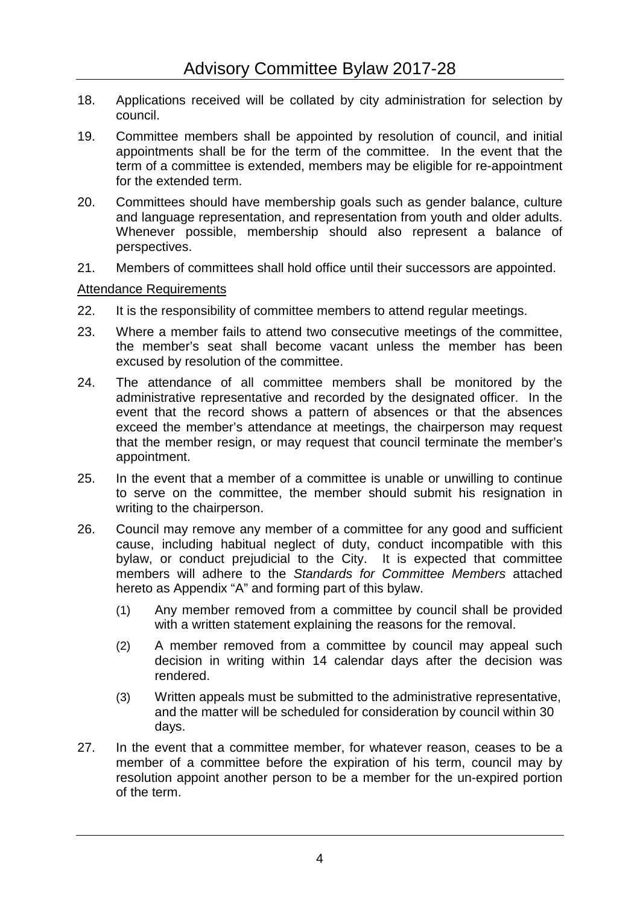18. Applications received will be collated by city administration for selection by council.

19. Committee members shall be appointed by resolution of council, and initial appointments shall be for the term of the committee. In the event that the term of a committee is extended, members may be eligible for re-appointment for the extended term.

20. Committees should have membership goals such as gender balance, culture and language representation, and representation from youth and older adults. Whenever possible, membership should also represent a balance of perspectives.

21. Members of committees shall hold office until their successors are appointed.

<u>Attendance Requirements</u>

22. It is the responsibility of committee members to attend regular meetings.

23. Where a member fails to attend two consecutive meetings of the committee, the member's seat shall become vacant unless the member has been excused by resolution of the committee.

24. The attendance of all committee members shall be monitored by the administrative representative and recorded by the designated officer. In the event that the record shows a pattern of absences or that the absences exceed the member's attendance at meetings, the chairperson may request that the member resign, or may request that council terminate the member's appointment.

25. In the event that a member of a committee is unable or unwilling to continue to serve on the committee, the member should submit his resignation in writing to the chairperson.

26. Council may remove any member of a committee for any good and sufficient cause, including habitual neglect of duty, conduct incompatible with this bylaw, or conduct prejudicial to the City. It is expected that committee members will adhere to the *Standards for Committee Members* attached hereto as Appendix "A" and forming part of this bylaw.

    (1) Any member removed from a committee by council shall be provided with a written statement explaining the reasons for the removal.

    (2) A member removed from a committee by council may appeal such decision in writing within 14 calendar days after the decision was rendered.

    (3) Written appeals must be submitted to the administrative representative, and the matter will be scheduled for consideration by council within 30 days.

27. In the event that a committee member, for whatever reason, ceases to be a member of a committee before the expiration of his term, council may by resolution appoint another person to be a member for the un-expired portion of the term.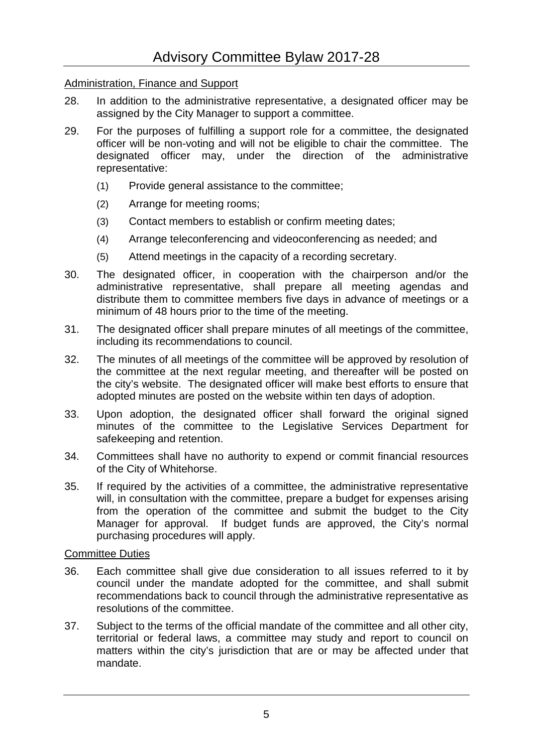Administration, Finance and Support

28. In addition to the administrative representative, a designated officer may be assigned by the City Manager to support a committee.

29. For the purposes of fulfilling a support role for a committee, the designated officer will be non-voting and will not be eligible to chair the committee. The designated officer may, under the direction of the administrative representative:

    (1) Provide general assistance to the committee;

    (2) Arrange for meeting rooms;

    (3) Contact members to establish or confirm meeting dates;

    (4) Arrange teleconferencing and videoconferencing as needed; and

    (5) Attend meetings in the capacity of a recording secretary.

30. The designated officer, in cooperation with the chairperson and/or the administrative representative, shall prepare all meeting agendas and distribute them to committee members five days in advance of meetings or a minimum of 48 hours prior to the time of the meeting.

31. The designated officer shall prepare minutes of all meetings of the committee, including its recommendations to council.

32. The minutes of all meetings of the committee will be approved by resolution of the committee at the next regular meeting, and thereafter will be posted on the city's website. The designated officer will make best efforts to ensure that adopted minutes are posted on the website within ten days of adoption.

33. Upon adoption, the designated officer shall forward the original signed minutes of the committee to the Legislative Services Department for safekeeping and retention.

34. Committees shall have no authority to expend or commit financial resources of the City of Whitehorse.

35. If required by the activities of a committee, the administrative representative will, in consultation with the committee, prepare a budget for expenses arising from the operation of the committee and submit the budget to the City Manager for approval. If budget funds are approved, the City's normal purchasing procedures will apply.

Committee Duties

36. Each committee shall give due consideration to all issues referred to it by council under the mandate adopted for the committee, and shall submit recommendations back to council through the administrative representative as resolutions of the committee.

37. Subject to the terms of the official mandate of the committee and all other city, territorial or federal laws, a committee may study and report to council on matters within the city's jurisdiction that are or may be affected under that mandate.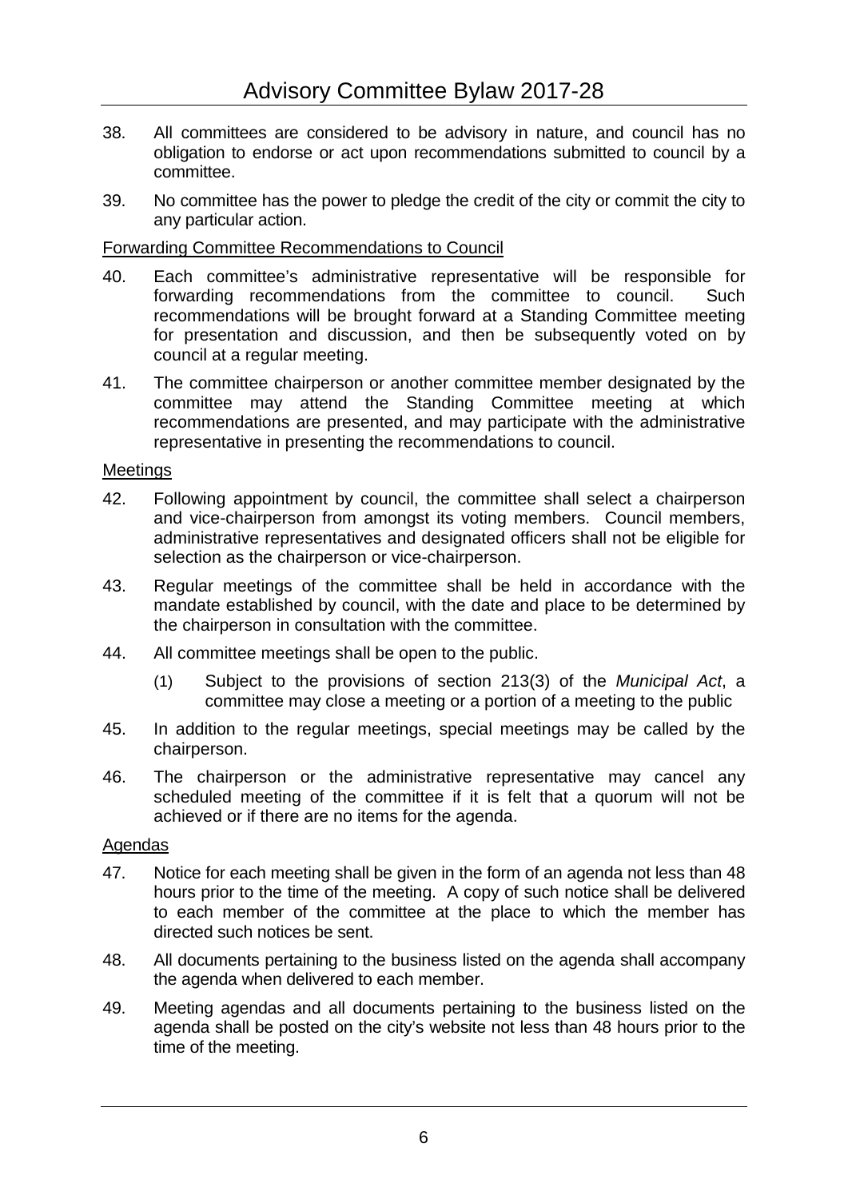38. All committees are considered to be advisory in nature, and council has no obligation to endorse or act upon recommendations submitted to council by a committee.

39. No committee has the power to pledge the credit of the city or commit the city to any particular action.

<u>Forwarding Committee Recommendations to Council</u>

40. Each committee's administrative representative will be responsible for forwarding recommendations from the committee to council. Such recommendations will be brought forward at a Standing Committee meeting for presentation and discussion, and then be subsequently voted on by council at a regular meeting.

41. The committee chairperson or another committee member designated by the committee may attend the Standing Committee meeting at which recommendations are presented, and may participate with the administrative representative in presenting the recommendations to council.

<u>Meetings</u>

42. Following appointment by council, the committee shall select a chairperson and vice-chairperson from amongst its voting members. Council members, administrative representatives and designated officers shall not be eligible for selection as the chairperson or vice-chairperson.

43. Regular meetings of the committee shall be held in accordance with the mandate established by council, with the date and place to be determined by the chairperson in consultation with the committee.

44. All committee meetings shall be open to the public.

    (1) Subject to the provisions of section 213(3) of the *Municipal Act*, a committee may close a meeting or a portion of a meeting to the public

45. In addition to the regular meetings, special meetings may be called by the chairperson.

46. The chairperson or the administrative representative may cancel any scheduled meeting of the committee if it is felt that a quorum will not be achieved or if there are no items for the agenda.

<u>Agendas</u>

47. Notice for each meeting shall be given in the form of an agenda not less than 48 hours prior to the time of the meeting. A copy of such notice shall be delivered to each member of the committee at the place to which the member has directed such notices be sent.

48. All documents pertaining to the business listed on the agenda shall accompany the agenda when delivered to each member.

49. Meeting agendas and all documents pertaining to the business listed on the agenda shall be posted on the city's website not less than 48 hours prior to the time of the meeting.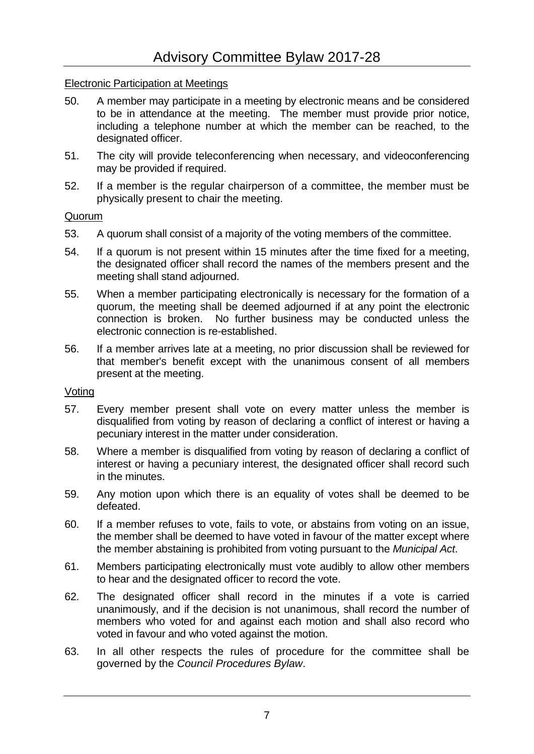Electronic Participation at Meetings

50. A member may participate in a meeting by electronic means and be considered to be in attendance at the meeting. The member must provide prior notice, including a telephone number at which the member can be reached, to the designated officer.

51. The city will provide teleconferencing when necessary, and videoconferencing may be provided if required.

52. If a member is the regular chairperson of a committee, the member must be physically present to chair the meeting.

Quorum

53. A quorum shall consist of a majority of the voting members of the committee.

54. If a quorum is not present within 15 minutes after the time fixed for a meeting, the designated officer shall record the names of the members present and the meeting shall stand adjourned.

55. When a member participating electronically is necessary for the formation of a quorum, the meeting shall be deemed adjourned if at any point the electronic connection is broken. No further business may be conducted unless the electronic connection is re-established.

56. If a member arrives late at a meeting, no prior discussion shall be reviewed for that member's benefit except with the unanimous consent of all members present at the meeting.

Voting

57. Every member present shall vote on every matter unless the member is disqualified from voting by reason of declaring a conflict of interest or having a pecuniary interest in the matter under consideration.

58. Where a member is disqualified from voting by reason of declaring a conflict of interest or having a pecuniary interest, the designated officer shall record such in the minutes.

59. Any motion upon which there is an equality of votes shall be deemed to be defeated.

60. If a member refuses to vote, fails to vote, or abstains from voting on an issue, the member shall be deemed to have voted in favour of the matter except where the member abstaining is prohibited from voting pursuant to the *Municipal Act*.

61. Members participating electronically must vote audibly to allow other members to hear and the designated officer to record the vote.

62. The designated officer shall record in the minutes if a vote is carried unanimously, and if the decision is not unanimous, shall record the number of members who voted for and against each motion and shall also record who voted in favour and who voted against the motion.

63. In all other respects the rules of procedure for the committee shall be governed by the *Council Procedures Bylaw*.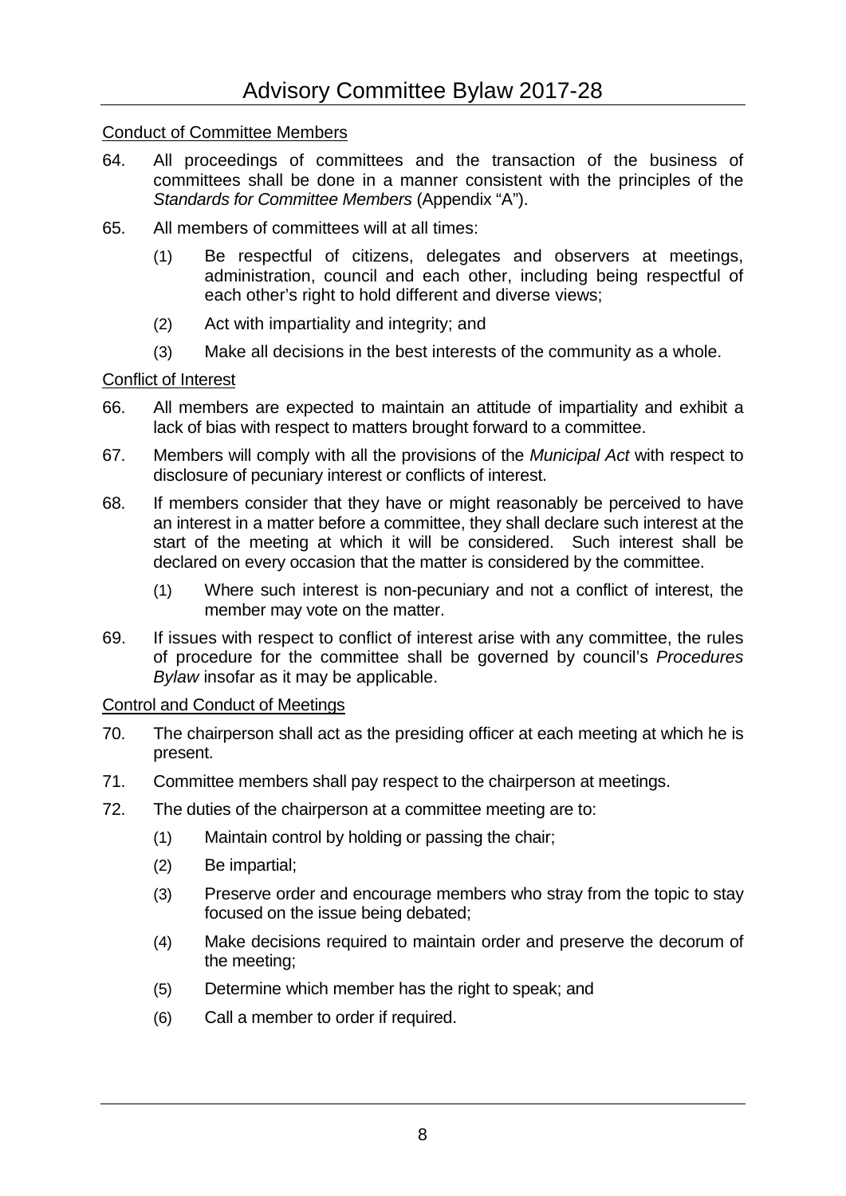Conduct of Committee Members

64. All proceedings of committees and the transaction of the business of committees shall be done in a manner consistent with the principles of the *Standards for Committee Members* (Appendix "A").

65. All members of committees will at all times:

    (1) Be respectful of citizens, delegates and observers at meetings, administration, council and each other, including being respectful of each other's right to hold different and diverse views;

    (2) Act with impartiality and integrity; and

    (3) Make all decisions in the best interests of the community as a whole.

Conflict of Interest

66. All members are expected to maintain an attitude of impartiality and exhibit a lack of bias with respect to matters brought forward to a committee.

67. Members will comply with all the provisions of the *Municipal Act* with respect to disclosure of pecuniary interest or conflicts of interest.

68. If members consider that they have or might reasonably be perceived to have an interest in a matter before a committee, they shall declare such interest at the start of the meeting at which it will be considered. Such interest shall be declared on every occasion that the matter is considered by the committee.

    (1) Where such interest is non-pecuniary and not a conflict of interest, the member may vote on the matter.

69. If issues with respect to conflict of interest arise with any committee, the rules of procedure for the committee shall be governed by council's *Procedures Bylaw* insofar as it may be applicable.

Control and Conduct of Meetings

70. The chairperson shall act as the presiding officer at each meeting at which he is present.

71. Committee members shall pay respect to the chairperson at meetings.

72. The duties of the chairperson at a committee meeting are to:

    (1) Maintain control by holding or passing the chair;

    (2) Be impartial;

    (3) Preserve order and encourage members who stray from the topic to stay focused on the issue being debated;

    (4) Make decisions required to maintain order and preserve the decorum of the meeting;

    (5) Determine which member has the right to speak; and

    (6) Call a member to order if required.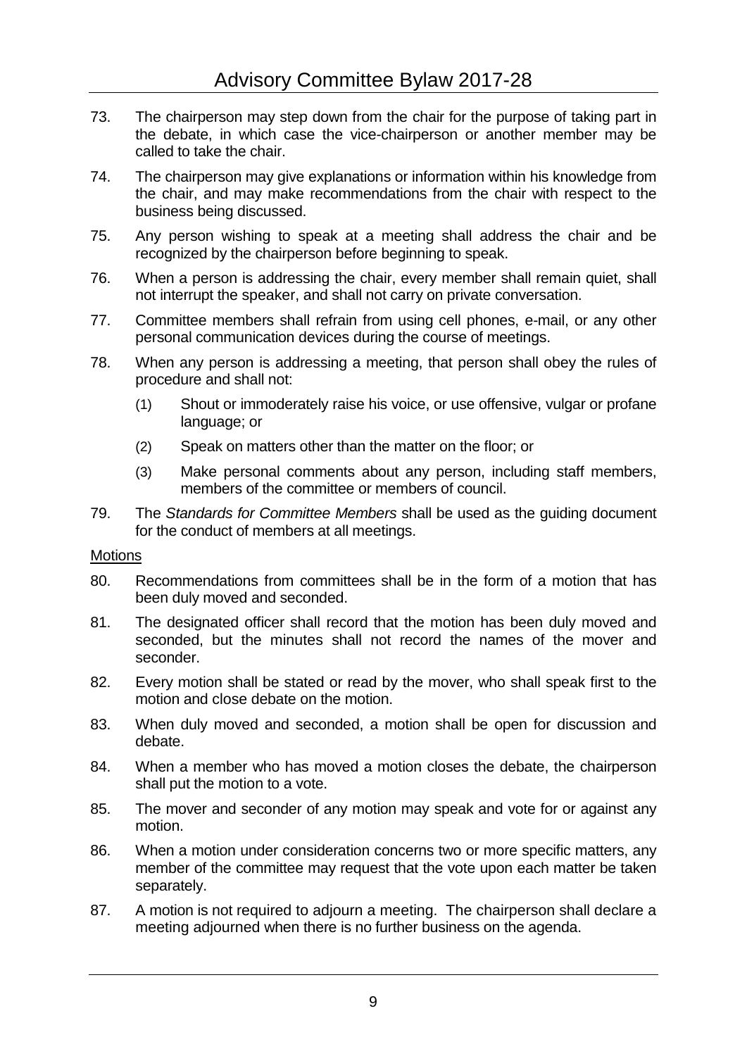73. The chairperson may step down from the chair for the purpose of taking part in the debate, in which case the vice-chairperson or another member may be called to take the chair.

74. The chairperson may give explanations or information within his knowledge from the chair, and may make recommendations from the chair with respect to the business being discussed.

75. Any person wishing to speak at a meeting shall address the chair and be recognized by the chairperson before beginning to speak.

76. When a person is addressing the chair, every member shall remain quiet, shall not interrupt the speaker, and shall not carry on private conversation.

77. Committee members shall refrain from using cell phones, e-mail, or any other personal communication devices during the course of meetings.

78. When any person is addressing a meeting, that person shall obey the rules of procedure and shall not:

    (1) Shout or immoderately raise his voice, or use offensive, vulgar or profane language; or

    (2) Speak on matters other than the matter on the floor; or

    (3) Make personal comments about any person, including staff members, members of the committee or members of council.

79. The *Standards for Committee Members* shall be used as the guiding document for the conduct of members at all meetings.

<u>Motions</u>

80. Recommendations from committees shall be in the form of a motion that has been duly moved and seconded.

81. The designated officer shall record that the motion has been duly moved and seconded, but the minutes shall not record the names of the mover and seconder.

82. Every motion shall be stated or read by the mover, who shall speak first to the motion and close debate on the motion.

83. When duly moved and seconded, a motion shall be open for discussion and debate.

84. When a member who has moved a motion closes the debate, the chairperson shall put the motion to a vote.

85. The mover and seconder of any motion may speak and vote for or against any motion.

86. When a motion under consideration concerns two or more specific matters, any member of the committee may request that the vote upon each matter be taken separately.

87. A motion is not required to adjourn a meeting. The chairperson shall declare a meeting adjourned when there is no further business on the agenda.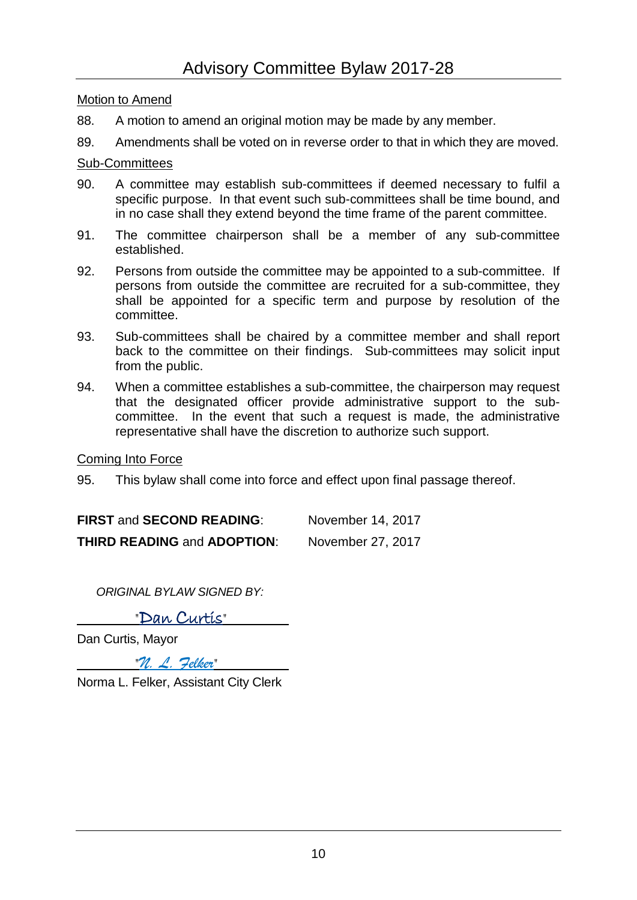Motion to Amend

88. A motion to amend an original motion may be made by any member.

89. Amendments shall be voted on in reverse order to that in which they are moved.

Sub-Committees

90. A committee may establish sub-committees if deemed necessary to fulfil a specific purpose. In that event such sub-committees shall be time bound, and in no case shall they extend beyond the time frame of the parent committee.

91. The committee chairperson shall be a member of any sub-committee established.

92. Persons from outside the committee may be appointed to a sub-committee. If persons from outside the committee are recruited for a sub-committee, they shall be appointed for a specific term and purpose by resolution of the committee.

93. Sub-committees shall be chaired by a committee member and shall report back to the committee on their findings. Sub-committees may solicit input from the public.

94. When a committee establishes a sub-committee, the chairperson may request that the designated officer provide administrative support to the sub-committee. In the event that such a request is made, the administrative representative shall have the discretion to authorize such support.

Coming Into Force

95. This bylaw shall come into force and effect upon final passage thereof.

**FIRST** and **SECOND READING**: November 14, 2017

**THIRD READING** and **ADOPTION**: November 27, 2017

*ORIGINAL BYLAW SIGNED BY:*

"Dan Curtis"

Dan Curtis, Mayor

"N. L. Felker"

Norma L. Felker, Assistant City Clerk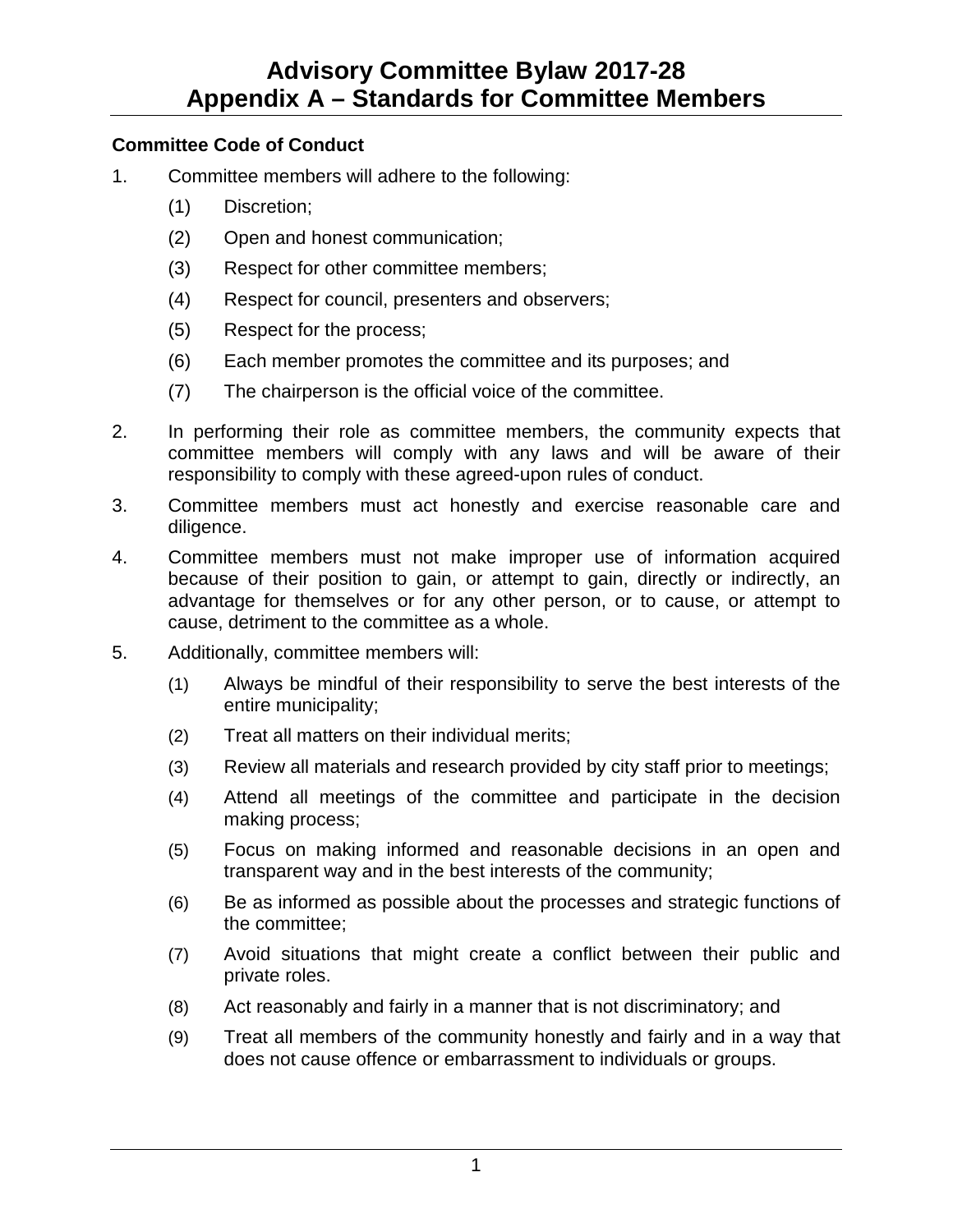# Advisory Committee Bylaw 2017-28
# Appendix A – Standards for Committee Members

**Committee Code of Conduct**

1. Committee members will adhere to the following:
   (1) Discretion;
   (2) Open and honest communication;
   (3) Respect for other committee members;
   (4) Respect for council, presenters and observers;
   (5) Respect for the process;
   (6) Each member promotes the committee and its purposes; and
   (7) The chairperson is the official voice of the committee.

2. In performing their role as committee members, the community expects that committee members will comply with any laws and will be aware of their responsibility to comply with these agreed-upon rules of conduct.

3. Committee members must act honestly and exercise reasonable care and diligence.

4. Committee members must not make improper use of information acquired because of their position to gain, or attempt to gain, directly or indirectly, an advantage for themselves or for any other person, or to cause, or attempt to cause, detriment to the committee as a whole.

5. Additionally, committee members will:
   (1) Always be mindful of their responsibility to serve the best interests of the entire municipality;
   (2) Treat all matters on their individual merits;
   (3) Review all materials and research provided by city staff prior to meetings;
   (4) Attend all meetings of the committee and participate in the decision making process;
   (5) Focus on making informed and reasonable decisions in an open and transparent way and in the best interests of the community;
   (6) Be as informed as possible about the processes and strategic functions of the committee;
   (7) Avoid situations that might create a conflict between their public and private roles.
   (8) Act reasonably and fairly in a manner that is not discriminatory; and
   (9) Treat all members of the community honestly and fairly and in a way that does not cause offence or embarrassment to individuals or groups.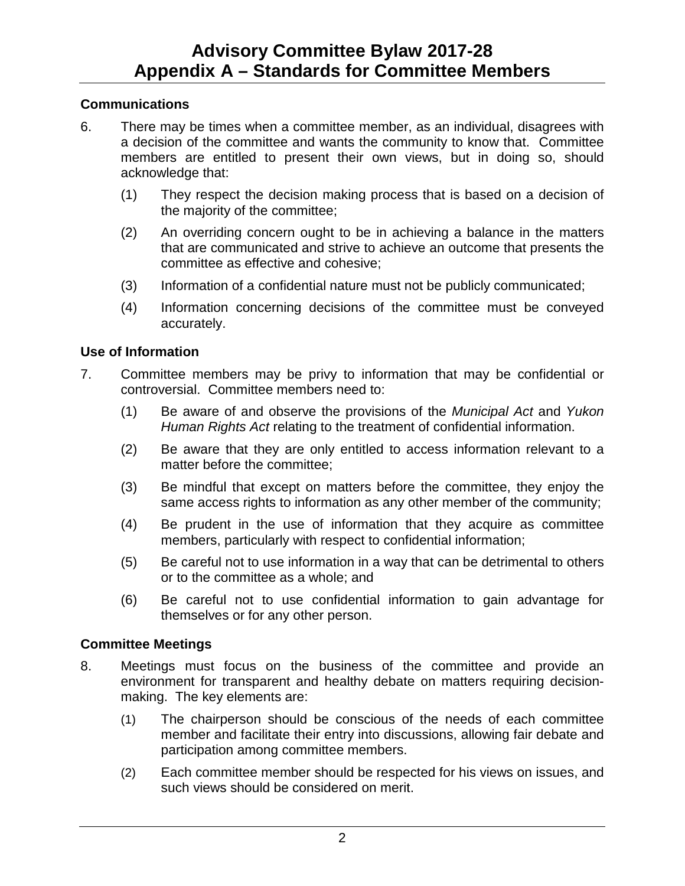# Advisory Committee Bylaw 2017-28
# Appendix A – Standards for Committee Members

### Communications

6. There may be times when a committee member, as an individual, disagrees with a decision of the committee and wants the community to know that. Committee members are entitled to present their own views, but in doing so, should acknowledge that:

   (1) They respect the decision making process that is based on a decision of the majority of the committee;

   (2) An overriding concern ought to be in achieving a balance in the matters that are communicated and strive to achieve an outcome that presents the committee as effective and cohesive;

   (3) Information of a confidential nature must not be publicly communicated;

   (4) Information concerning decisions of the committee must be conveyed accurately.

### Use of Information

7. Committee members may be privy to information that may be confidential or controversial. Committee members need to:

   (1) Be aware of and observe the provisions of the *Municipal Act* and *Yukon Human Rights Act* relating to the treatment of confidential information.

   (2) Be aware that they are only entitled to access information relevant to a matter before the committee;

   (3) Be mindful that except on matters before the committee, they enjoy the same access rights to information as any other member of the community;

   (4) Be prudent in the use of information that they acquire as committee members, particularly with respect to confidential information;

   (5) Be careful not to use information in a way that can be detrimental to others or to the committee as a whole; and

   (6) Be careful not to use confidential information to gain advantage for themselves or for any other person.

### Committee Meetings

8. Meetings must focus on the business of the committee and provide an environment for transparent and healthy debate on matters requiring decision-making. The key elements are:

   (1) The chairperson should be conscious of the needs of each committee member and facilitate their entry into discussions, allowing fair debate and participation among committee members.

   (2) Each committee member should be respected for his views on issues, and such views should be considered on merit.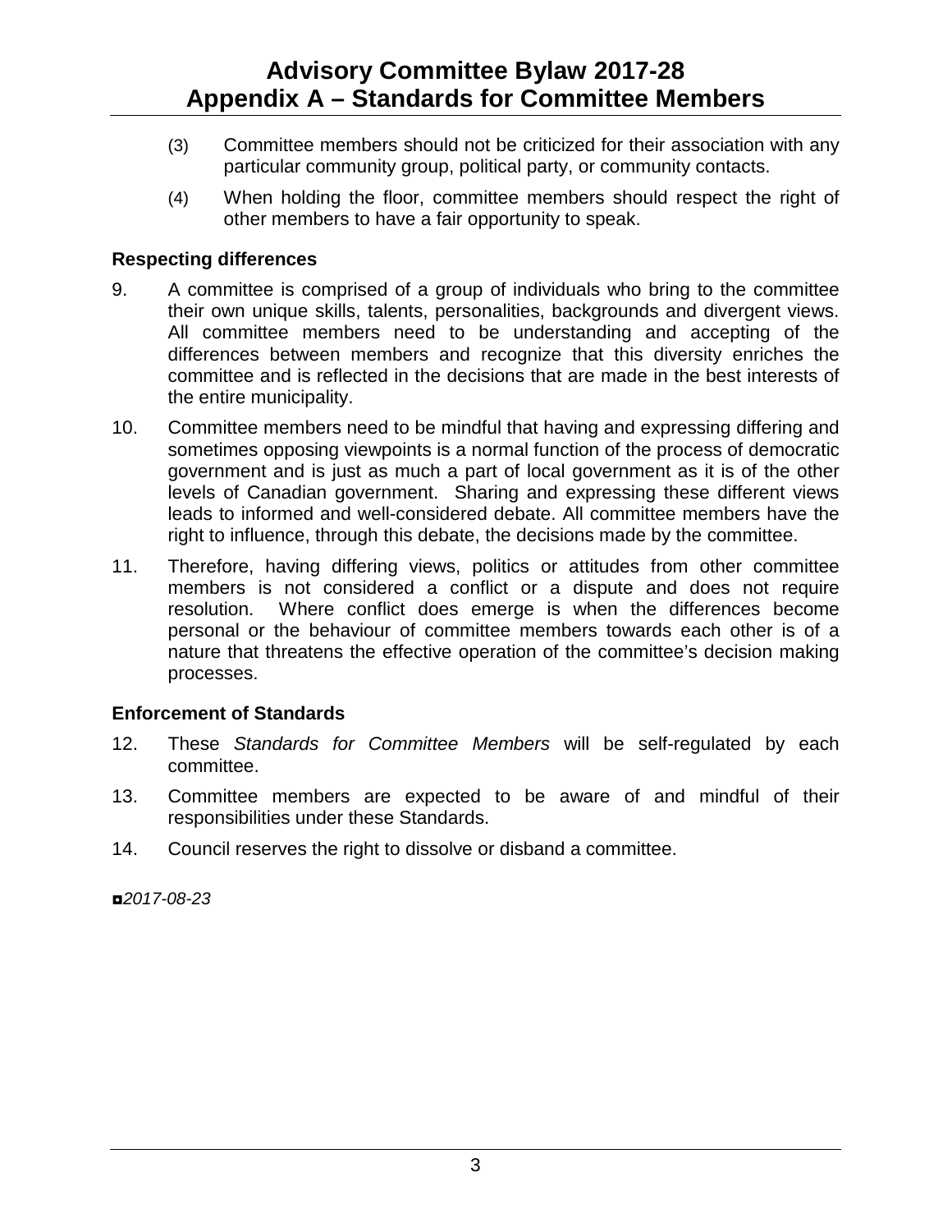(3) Committee members should not be criticized for their association with any particular community group, political party, or community contacts.

(4) When holding the floor, committee members should respect the right of other members to have a fair opportunity to speak.

**Respecting differences**

9. A committee is comprised of a group of individuals who bring to the committee their own unique skills, talents, personalities, backgrounds and divergent views. All committee members need to be understanding and accepting of the differences between members and recognize that this diversity enriches the committee and is reflected in the decisions that are made in the best interests of the entire municipality.

10. Committee members need to be mindful that having and expressing differing and sometimes opposing viewpoints is a normal function of the process of democratic government and is just as much a part of local government as it is of the other levels of Canadian government. Sharing and expressing these different views leads to informed and well-considered debate. All committee members have the right to influence, through this debate, the decisions made by the committee.

11. Therefore, having differing views, politics or attitudes from other committee members is not considered a conflict or a dispute and does not require resolution. Where conflict does emerge is when the differences become personal or the behaviour of committee members towards each other is of a nature that threatens the effective operation of the committee's decision making processes.

**Enforcement of Standards**

12. These *Standards for Committee Members* will be self-regulated by each committee.

13. Committee members are expected to be aware of and mindful of their responsibilities under these Standards.

14. Council reserves the right to dissolve or disband a committee.

◘*2017-08-23*